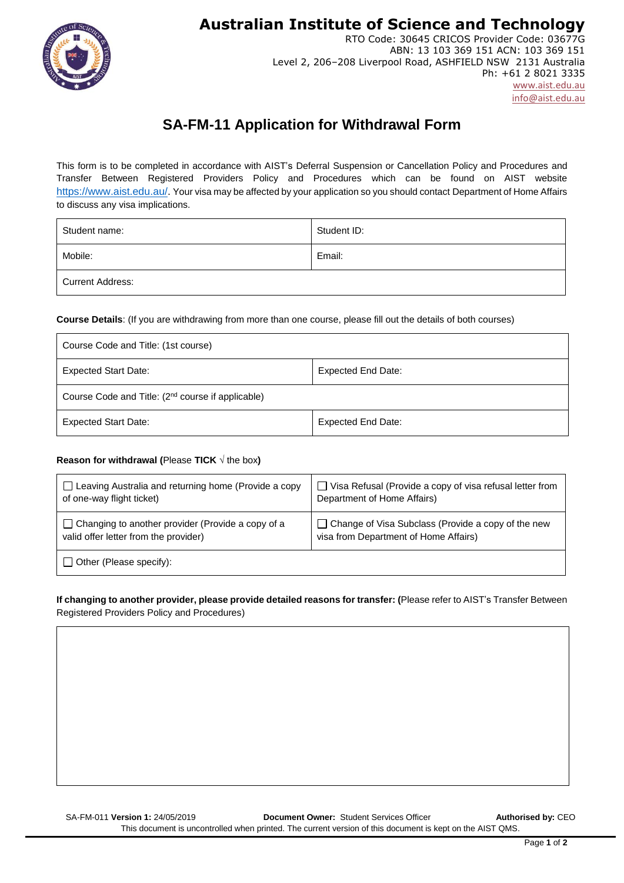# Australian Institute of Science and Technology

RTO Code: 30645 CRICOS Provider Code: 03677G
ABN: 13 103 369 151 ACN: 103 369 151
Level 2, 206–208 Liverpool Road, ASHFIELD NSW 2131 Australia
Ph: +61 2 8021 3335
www.aist.edu.au
info@aist.edu.au

## SA-FM-11 Application for Withdrawal Form

This form is to be completed in accordance with AIST's Deferral Suspension or Cancellation Policy and Procedures and Transfer Between Registered Providers Policy and Procedures which can be found on AIST website https://www.aist.edu.au/. Your visa may be affected by your application so you should contact Department of Home Affairs to discuss any visa implications.

| Student name: | Student ID: |
|---|---|
| Mobile: | Email: |
| Current Address: | |

**Course Details**: (If you are withdrawing from more than one course, please fill out the details of both courses)

| Course Code and Title: (1st course) | |
|---|---|
| Expected Start Date: | Expected End Date: |
| Course Code and Title: (2nd course if applicable) | |
| Expected Start Date: | Expected End Date: |

**Reason for withdrawal (**Please **TICK** √ the box**)**

| ☐ Leaving Australia and returning home (Provide a copy of one-way flight ticket) | ☐ Visa Refusal (Provide a copy of visa refusal letter from Department of Home Affairs) |
|---|---|
| ☐ Changing to another provider (Provide a copy of a valid offer letter from the provider) | ☐ Change of Visa Subclass (Provide a copy of the new visa from Department of Home Affairs) |
| ☐ Other (Please specify): | |

**If changing to another provider, please provide detailed reasons for transfer: (**Please refer to AIST's Transfer Between Registered Providers Policy and Procedures)

| |
|---|
| |

SA-FM-011 **Version 1:** 24/05/2019 **Document Owner:** Student Services Officer **Authorised by:** CEO
This document is uncontrolled when printed. The current version of this document is kept on the AIST QMS.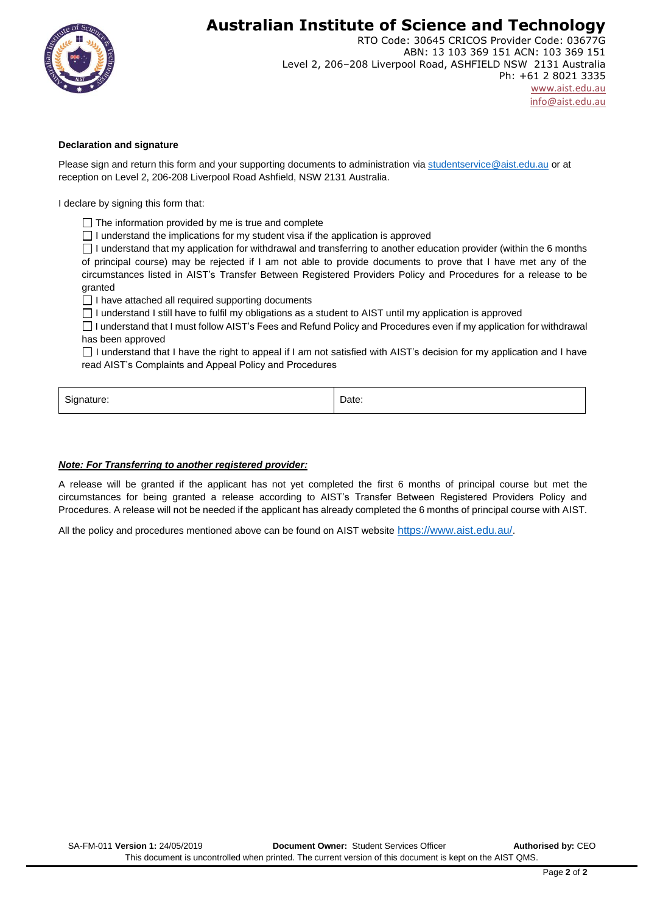# Australian Institute of Science and Technology

RTO Code: 30645 CRICOS Provider Code: 03677G
ABN: 13 103 369 151 ACN: 103 369 151
Level 2, 206–208 Liverpool Road, ASHFIELD NSW 2131 Australia
Ph: +61 2 8021 3335
www.aist.edu.au
info@aist.edu.au

**Declaration and signature**

Please sign and return this form and your supporting documents to administration via studentservice@aist.edu.au or at reception on Level 2, 206-208 Liverpool Road Ashfield, NSW 2131 Australia.

I declare by signing this form that:

- ☐ The information provided by me is true and complete
- ☐ I understand the implications for my student visa if the application is approved
- ☐ I understand that my application for withdrawal and transferring to another education provider (within the 6 months of principal course) may be rejected if I am not able to provide documents to prove that I have met any of the circumstances listed in AIST's Transfer Between Registered Providers Policy and Procedures for a release to be granted
- ☐ I have attached all required supporting documents
- ☐ I understand I still have to fulfil my obligations as a student to AIST until my application is approved
- ☐ I understand that I must follow AIST's Fees and Refund Policy and Procedures even if my application for withdrawal has been approved
- ☐ I understand that I have the right to appeal if I am not satisfied with AIST's decision for my application and I have read AIST's Complaints and Appeal Policy and Procedures

| | |
|---|---|
| Signature: | Date: |

***Note: For Transferring to another registered provider:***

A release will be granted if the applicant has not yet completed the first 6 months of principal course but met the circumstances for being granted a release according to AIST's Transfer Between Registered Providers Policy and Procedures. A release will not be needed if the applicant has already completed the 6 months of principal course with AIST.

All the policy and procedures mentioned above can be found on AIST website https://www.aist.edu.au/.

SA-FM-011 **Version 1:** 24/05/2019 **Document Owner:** Student Services Officer **Authorised by:** CEO
This document is uncontrolled when printed. The current version of this document is kept on the AIST QMS.